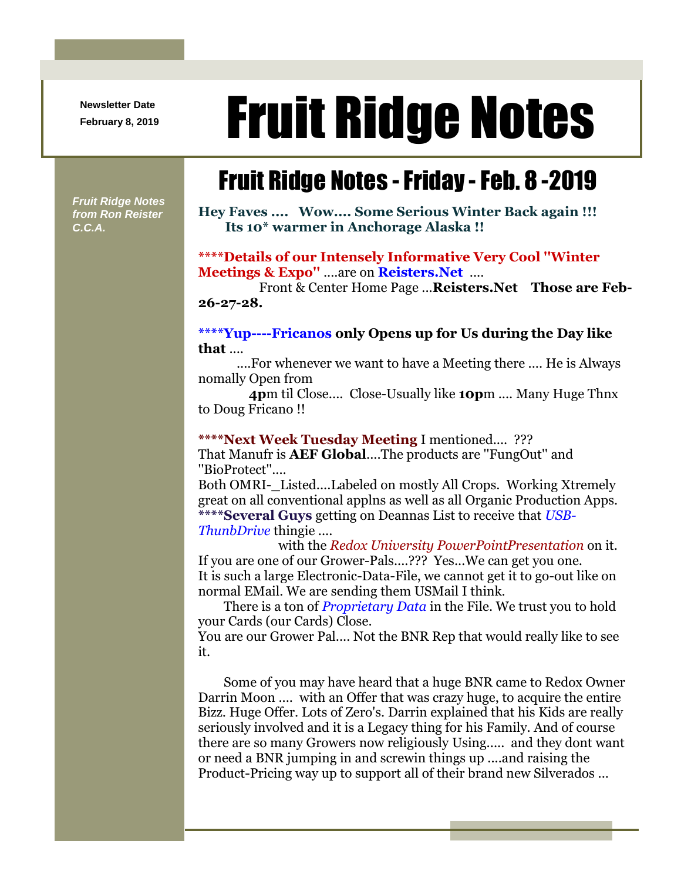Newsletter Date
February 8, 2019

# Fruit Ridge Notes

*Fruit Ridge Notes from Ron Reister C.C.A.*

## Fruit Ridge Notes - Friday - Feb. 8 -2019

**Hey Faves .... Wow.... Some Serious Winter Back again !!!**
**Its 10* warmer in Anchorage Alaska !!**

**\*\*\*\*Details of our Intensely Informative Very Cool "Winter Meetings & Expo"** ....are on **Reisters.Net** ....
Front & Center Home Page ...**Reisters.Net Those are Feb-26-27-28.**

**\*\*\*\*Yup----Fricanos only Opens up for Us during the Day like that** ....
....For whenever we want to have a Meeting there .... He is Always nomally Open from
**4p**m til Close.... Close-Usually like **10p**m .... Many Huge Thnx to Doug Fricano !!

**\*\*\*\*Next Week Tuesday Meeting** I mentioned.... ???
That Manufr is **AEF Global**....The products are "FungOut" and "BioProtect"....
Both OMRI-_Listed....Labeled on mostly All Crops. Working Xtremely great on all conventional applns as well as all Organic Production Apps.
**\*\*\*\*Several Guys** getting on Deannas List to receive that *USB-ThunbDrive* thingie ....
with the *Redox University PowerPointPresentation* on it.
If you are one of our Grower-Pals....??? Yes...We can get you one.
It is such a large Electronic-Data-File, we cannot get it to go-out like on normal EMail. We are sending them USMail I think.
There is a ton of *Proprietary Data* in the File. We trust you to hold your Cards (our Cards) Close.
You are our Grower Pal.... Not the BNR Rep that would really like to see it.

Some of you may have heard that a huge BNR came to Redox Owner Darrin Moon .... with an Offer that was crazy huge, to acquire the entire Bizz. Huge Offer. Lots of Zero's. Darrin explained that his Kids are really seriously involved and it is a Legacy thing for his Family. And of course there are so many Growers now religiously Using..... and they dont want or need a BNR jumping in and screwin things up ....and raising the Product-Pricing way up to support all of their brand new Silverados ...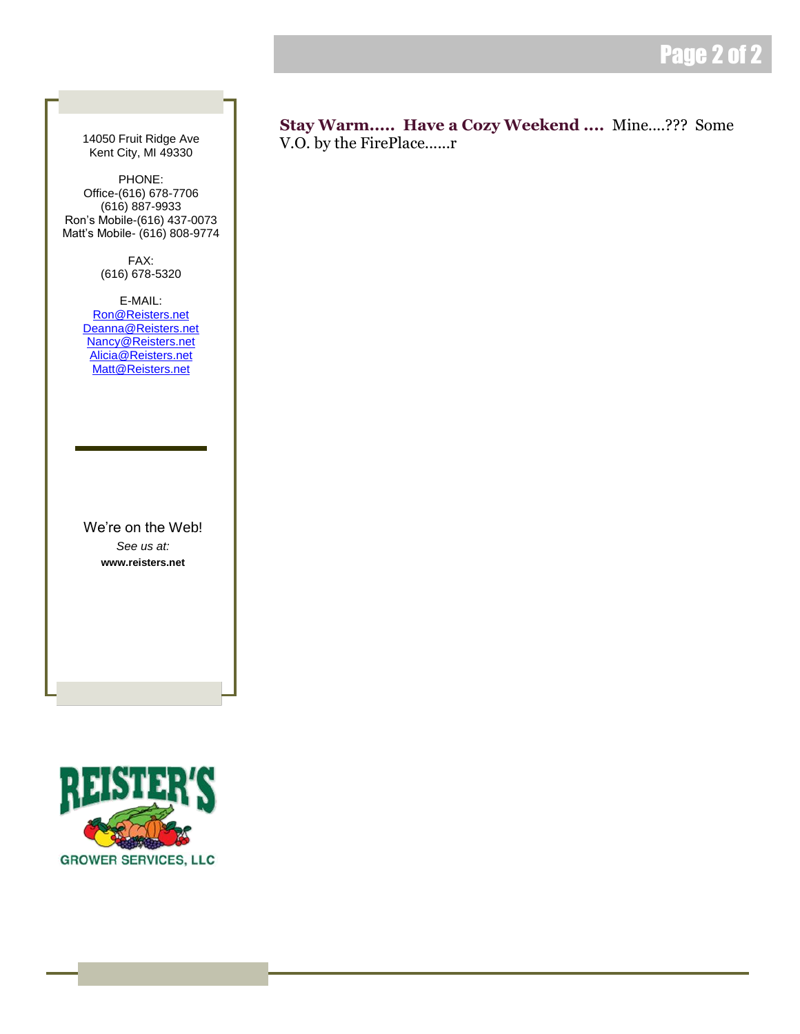**Stay Warm….. Have a Cozy Weekend ….** Mine….??? Some V.O. by the FirePlace……r

14050 Fruit Ridge Ave
Kent City, MI 49330

PHONE:
Office-(616) 678-7706
(616) 887-9933
Ron's Mobile-(616) 437-0073
Matt's Mobile- (616) 808-9774

FAX:
(616) 678-5320

E-MAIL:
Ron@Reisters.net
Deanna@Reisters.net
Nancy@Reisters.net
Alicia@Reisters.net
Matt@Reisters.net

We're on the Web!

*See us at:*

**www.reisters.net**

REISTER'S
GROWER SERVICES, LLC